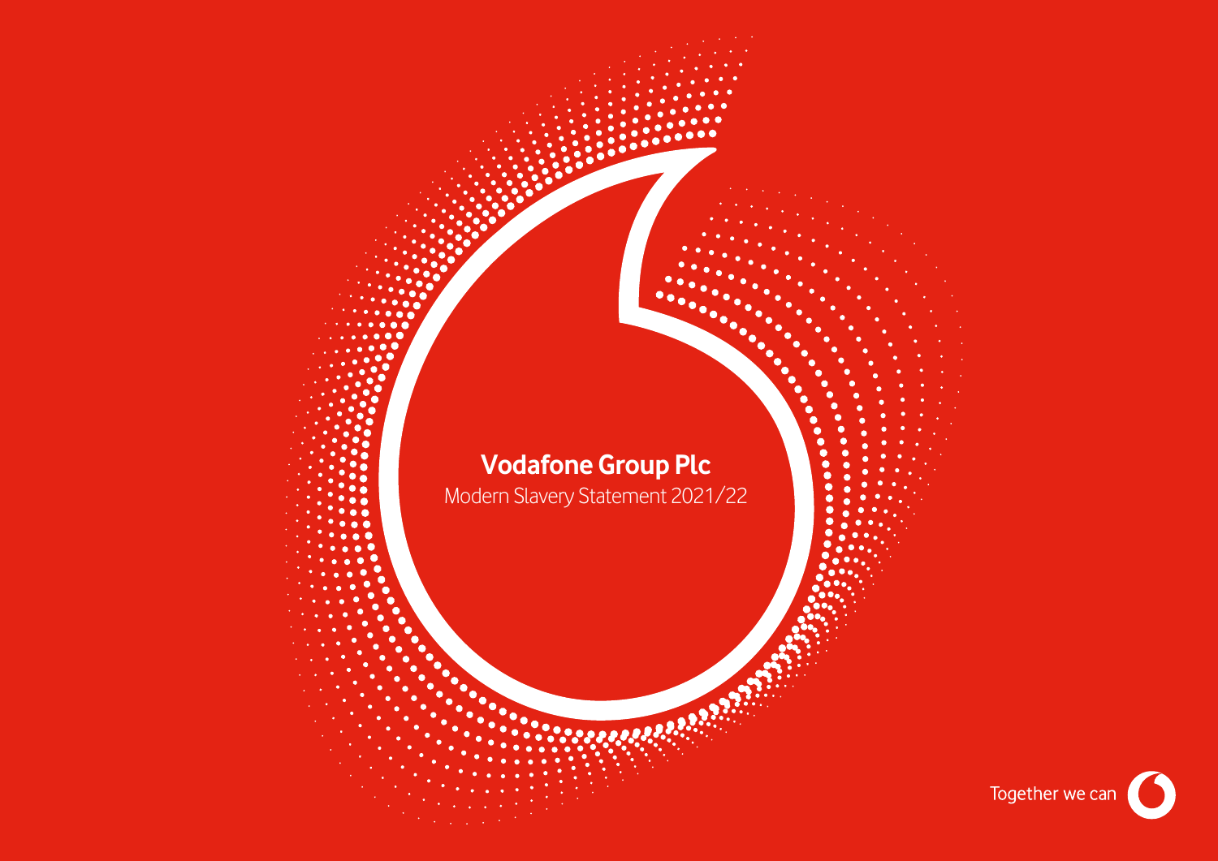# Vodafone Group Plc

Modern Slavery Statement 2021/22

Together we can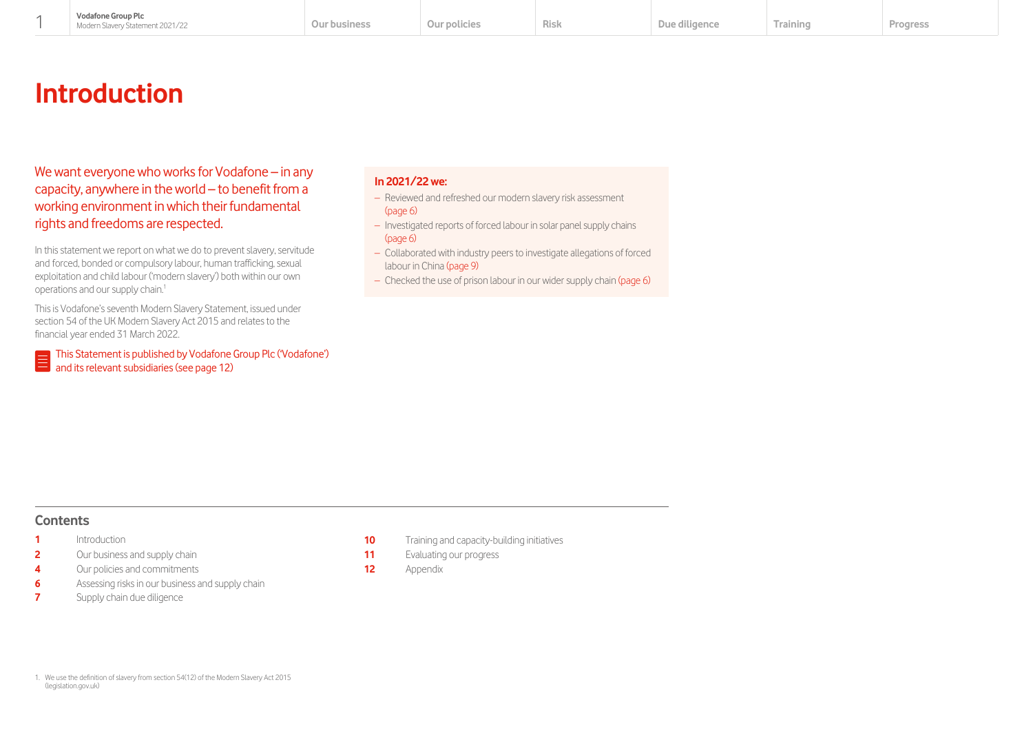# Introduction

We want everyone who works for Vodafone – in any capacity, anywhere in the world – to benefit from a working environment in which their fundamental rights and freedoms are respected.

In this statement we report on what we do to prevent slavery, servitude and forced, bonded or compulsory labour, human trafficking, sexual exploitation and child labour ('modern slavery') both within our own operations and our supply chain.[1]

This is Vodafone's seventh Modern Slavery Statement, issued under section 54 of the UK Modern Slavery Act 2015 and relates to the financial year ended 31 March 2022.

This Statement is published by Vodafone Group Plc ('Vodafone') and its relevant subsidiaries (see page 12)

**In 2021/22 we:**

- Reviewed and refreshed our modern slavery risk assessment (page 6)
- Investigated reports of forced labour in solar panel supply chains (page 6)
- Collaborated with industry peers to investigate allegations of forced labour in China (page 9)
- Checked the use of prison labour in our wider supply chain (page 6)

## Contents

| | |
|---|---|
| 1 | Introduction |
| 2 | Our business and supply chain |
| 4 | Our policies and commitments |
| 6 | Assessing risks in our business and supply chain |
| 7 | Supply chain due diligence |
| 10 | Training and capacity-building initiatives |
| 11 | Evaluating our progress |
| 12 | Appendix |

1. We use the definition of slavery from section 54(12) of the Modern Slavery Act 2015 (legislation.gov.uk)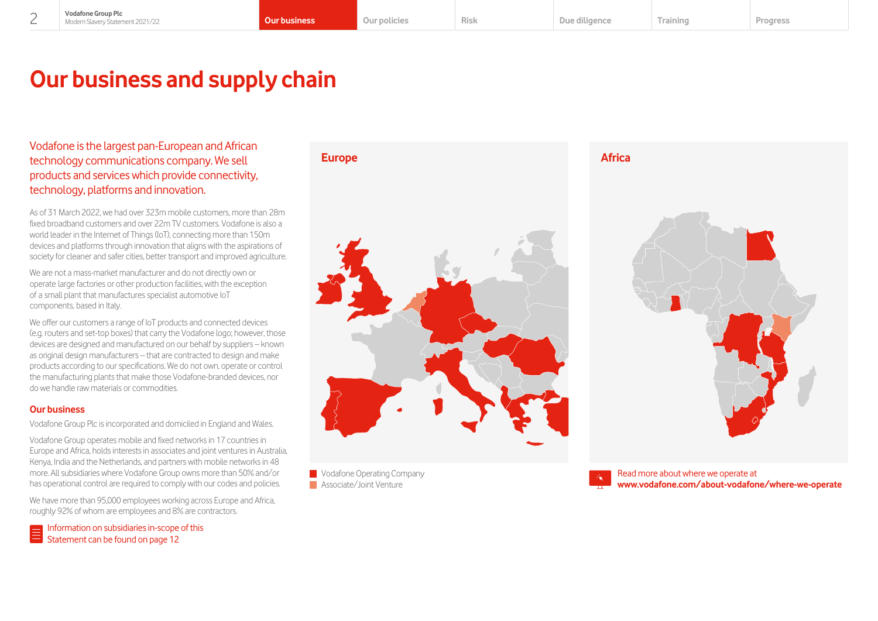# Our business and supply chain

Vodafone is the largest pan-European and African technology communications company. We sell products and services which provide connectivity, technology, platforms and innovation.

As of 31 March 2022, we had over 323m mobile customers, more than 28m fixed broadband customers and over 22m TV customers. Vodafone is also a world leader in the Internet of Things (IoT), connecting more than 150m devices and platforms through innovation that aligns with the aspirations of society for cleaner and safer cities, better transport and improved agriculture.

We are not a mass-market manufacturer and do not directly own or operate large factories or other production facilities, with the exception of a small plant that manufactures specialist automotive IoT components, based in Italy.

We offer our customers a range of IoT products and connected devices (e.g. routers and set-top boxes) that carry the Vodafone logo; however, those devices are designed and manufactured on our behalf by suppliers – known as original design manufacturers – that are contracted to design and make products according to our specifications. We do not own, operate or control the manufacturing plants that make those Vodafone-branded devices, nor do we handle raw materials or commodities.

## Our business

Vodafone Group Plc is incorporated and domiciled in England and Wales.

Vodafone Group operates mobile and fixed networks in 17 countries in Europe and Africa, holds interests in associates and joint ventures in Australia, Kenya, India and the Netherlands, and partners with mobile networks in 48 more. All subsidiaries where Vodafone Group owns more than 50% and/or has operational control are required to comply with our codes and policies.

We have more than 95,000 employees working across Europe and Africa, roughly 92% of whom are employees and 8% are contractors.

Information on subsidiaries in-scope of this Statement can be found on page 12

**Europe**

**Africa**

- Vodafone Operating Company
- Associate/Joint Venture

Read more about where we operate at **www.vodafone.com/about-vodafone/where-we-operate**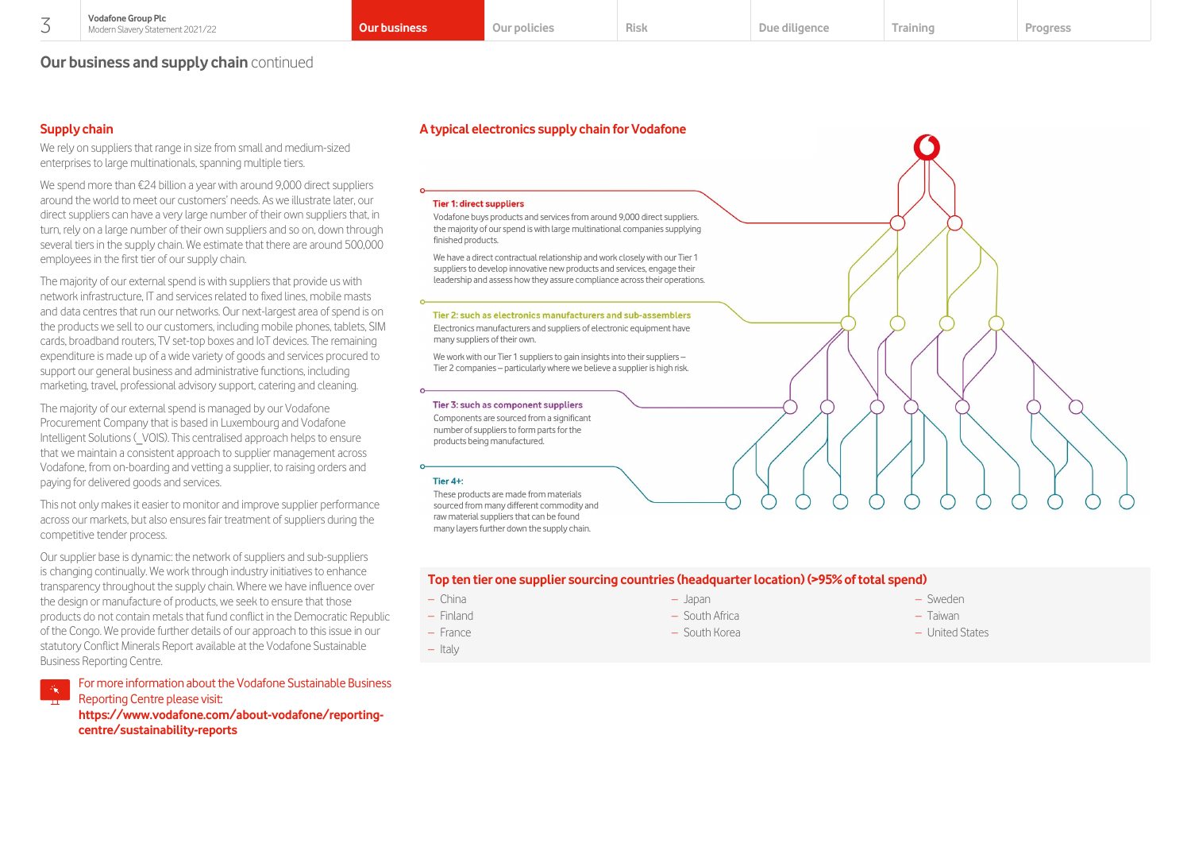## Our business and supply chain continued

### Supply chain

We rely on suppliers that range in size from small and medium-sized enterprises to large multinationals, spanning multiple tiers.

We spend more than €24 billion a year with around 9,000 direct suppliers around the world to meet our customers' needs. As we illustrate later, our direct suppliers can have a very large number of their own suppliers that, in turn, rely on a large number of their own suppliers and so on, down through several tiers in the supply chain. We estimate that there are around 500,000 employees in the first tier of our supply chain.

The majority of our external spend is with suppliers that provide us with network infrastructure, IT and services related to fixed lines, mobile masts and data centres that run our networks. Our next-largest area of spend is on the products we sell to our customers, including mobile phones, tablets, SIM cards, broadband routers, TV set-top boxes and IoT devices. The remaining expenditure is made up of a wide variety of goods and services procured to support our general business and administrative functions, including marketing, travel, professional advisory support, catering and cleaning.

The majority of our external spend is managed by our Vodafone Procurement Company that is based in Luxembourg and Vodafone Intelligent Solutions (_VOIS). This centralised approach helps to ensure that we maintain a consistent approach to supplier management across Vodafone, from on-boarding and vetting a supplier, to raising orders and paying for delivered goods and services.

This not only makes it easier to monitor and improve supplier performance across our markets, but also ensures fair treatment of suppliers during the competitive tender process.

Our supplier base is dynamic: the network of suppliers and sub-suppliers is changing continually. We work through industry initiatives to enhance transparency throughout the supply chain. Where we have influence over the design or manufacture of products, we seek to ensure that those products do not contain metals that fund conflict in the Democratic Republic of the Congo. We provide further details of our approach to this issue in our statutory Conflict Minerals Report available at the Vodafone Sustainable Business Reporting Centre.

For more information about the Vodafone Sustainable Business Reporting Centre please visit: **https://www.vodafone.com/about-vodafone/reporting-centre/sustainability-reports**

### A typical electronics supply chain for Vodafone

**Tier 1: direct suppliers**

Vodafone buys products and services from around 9,000 direct suppliers. the majority of our spend is with large multinational companies supplying finished products.

We have a direct contractual relationship and work closely with our Tier 1 suppliers to develop innovative new products and services, engage their leadership and assess how they assure compliance across their operations.

**Tier 2: such as electronics manufacturers and sub-assemblers**

Electronics manufacturers and suppliers of electronic equipment have many suppliers of their own.

We work with our Tier 1 suppliers to gain insights into their suppliers – Tier 2 companies – particularly where we believe a supplier is high risk.

**Tier 3: such as component suppliers**

Components are sourced from a significant number of suppliers to form parts for the products being manufactured.

**Tier 4+:**

These products are made from materials sourced from many different commodity and raw material suppliers that can be found many layers further down the supply chain.

### Top ten tier one supplier sourcing countries (headquarter location) (>95% of total spend)

- China
- Finland
- France
- Italy
- Japan
- South Africa
- South Korea
- Sweden
- Taiwan
- United States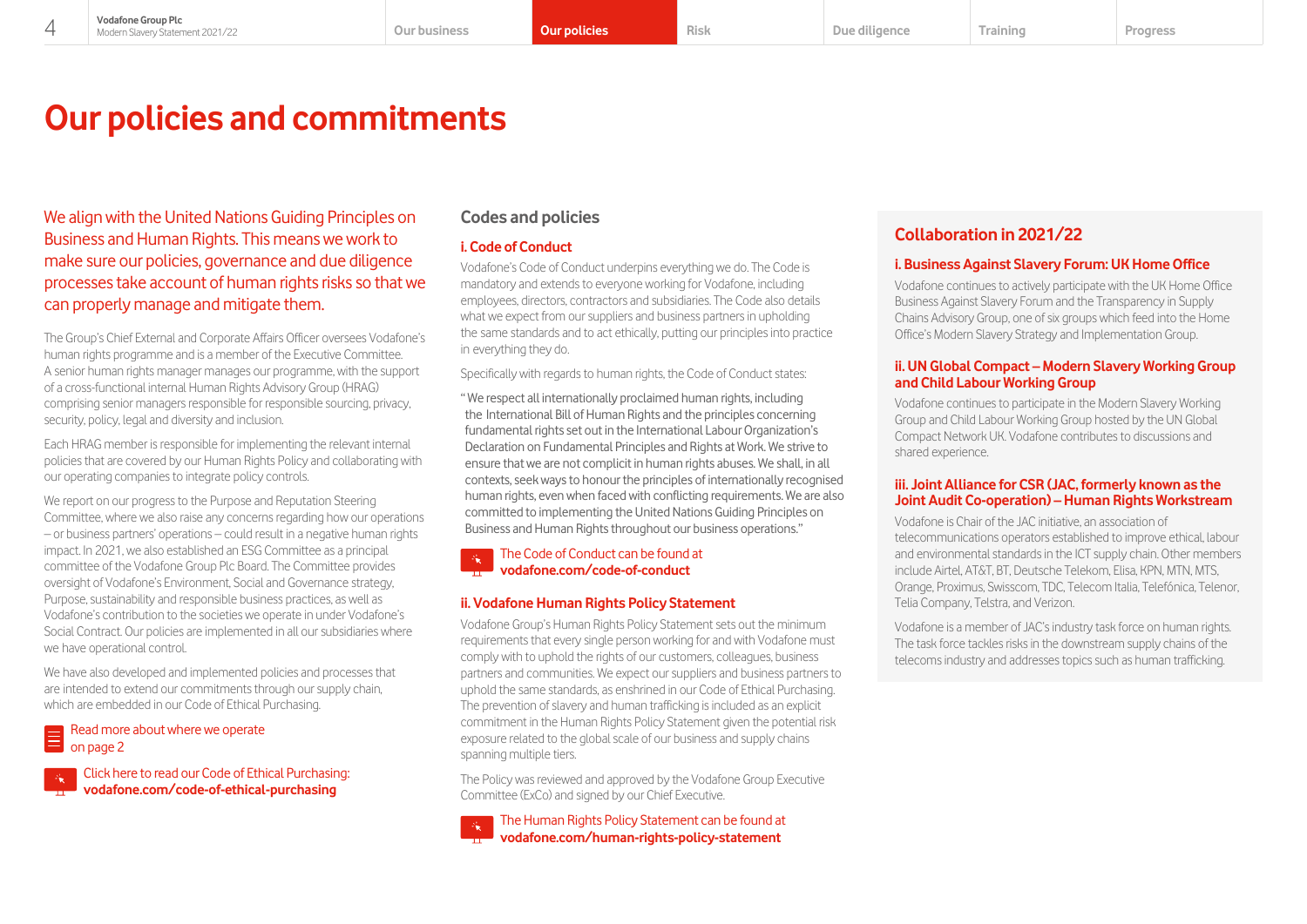# Our policies and commitments

We align with the United Nations Guiding Principles on Business and Human Rights. This means we work to make sure our policies, governance and due diligence processes take account of human rights risks so that we can properly manage and mitigate them.

The Group's Chief External and Corporate Affairs Officer oversees Vodafone's human rights programme and is a member of the Executive Committee. A senior human rights manager manages our programme, with the support of a cross-functional internal Human Rights Advisory Group (HRAG) comprising senior managers responsible for responsible sourcing, privacy, security, policy, legal and diversity and inclusion.

Each HRAG member is responsible for implementing the relevant internal policies that are covered by our Human Rights Policy and collaborating with our operating companies to integrate policy controls.

We report on our progress to the Purpose and Reputation Steering Committee, where we also raise any concerns regarding how our operations – or business partners' operations – could result in a negative human rights impact. In 2021, we also established an ESG Committee as a principal committee of the Vodafone Group Plc Board. The Committee provides oversight of Vodafone's Environment, Social and Governance strategy, Purpose, sustainability and responsible business practices, as well as Vodafone's contribution to the societies we operate in under Vodafone's Social Contract. Our policies are implemented in all our subsidiaries where we have operational control.

We have also developed and implemented policies and processes that are intended to extend our commitments through our supply chain, which are embedded in our Code of Ethical Purchasing.

Read more about where we operate on page 2

Click here to read our Code of Ethical Purchasing: **vodafone.com/code-of-ethical-purchasing**

## Codes and policies

### i. Code of Conduct

Vodafone's Code of Conduct underpins everything we do. The Code is mandatory and extends to everyone working for Vodafone, including employees, directors, contractors and subsidiaries. The Code also details what we expect from our suppliers and business partners in upholding the same standards and to act ethically, putting our principles into practice in everything they do.

Specifically with regards to human rights, the Code of Conduct states:

"We respect all internationally proclaimed human rights, including the International Bill of Human Rights and the principles concerning fundamental rights set out in the International Labour Organization's Declaration on Fundamental Principles and Rights at Work. We strive to ensure that we are not complicit in human rights abuses. We shall, in all contexts, seek ways to honour the principles of internationally recognised human rights, even when faced with conflicting requirements. We are also committed to implementing the United Nations Guiding Principles on Business and Human Rights throughout our business operations."

The Code of Conduct can be found at **vodafone.com/code-of-conduct**

### ii. Vodafone Human Rights Policy Statement

Vodafone Group's Human Rights Policy Statement sets out the minimum requirements that every single person working for and with Vodafone must comply with to uphold the rights of our customers, colleagues, business partners and communities. We expect our suppliers and business partners to uphold the same standards, as enshrined in our Code of Ethical Purchasing. The prevention of slavery and human trafficking is included as an explicit commitment in the Human Rights Policy Statement given the potential risk exposure related to the global scale of our business and supply chains spanning multiple tiers.

The Policy was reviewed and approved by the Vodafone Group Executive Committee (ExCo) and signed by our Chief Executive.

The Human Rights Policy Statement can be found at **vodafone.com/human-rights-policy-statement**

## Collaboration in 2021/22

### i. Business Against Slavery Forum: UK Home Office

Vodafone continues to actively participate with the UK Home Office Business Against Slavery Forum and the Transparency in Supply Chains Advisory Group, one of six groups which feed into the Home Office's Modern Slavery Strategy and Implementation Group.

### ii. UN Global Compact – Modern Slavery Working Group and Child Labour Working Group

Vodafone continues to participate in the Modern Slavery Working Group and Child Labour Working Group hosted by the UN Global Compact Network UK. Vodafone contributes to discussions and shared experience.

### iii. Joint Alliance for CSR (JAC, formerly known as the Joint Audit Co-operation) – Human Rights Workstream

Vodafone is Chair of the JAC initiative, an association of telecommunications operators established to improve ethical, labour and environmental standards in the ICT supply chain. Other members include Airtel, AT&T, BT, Deutsche Telekom, Elisa, KPN, MTN, MTS, Orange, Proximus, Swisscom, TDC, Telecom Italia, Telefónica, Telenor, Telia Company, Telstra, and Verizon.

Vodafone is a member of JAC's industry task force on human rights. The task force tackles risks in the downstream supply chains of the telecoms industry and addresses topics such as human trafficking.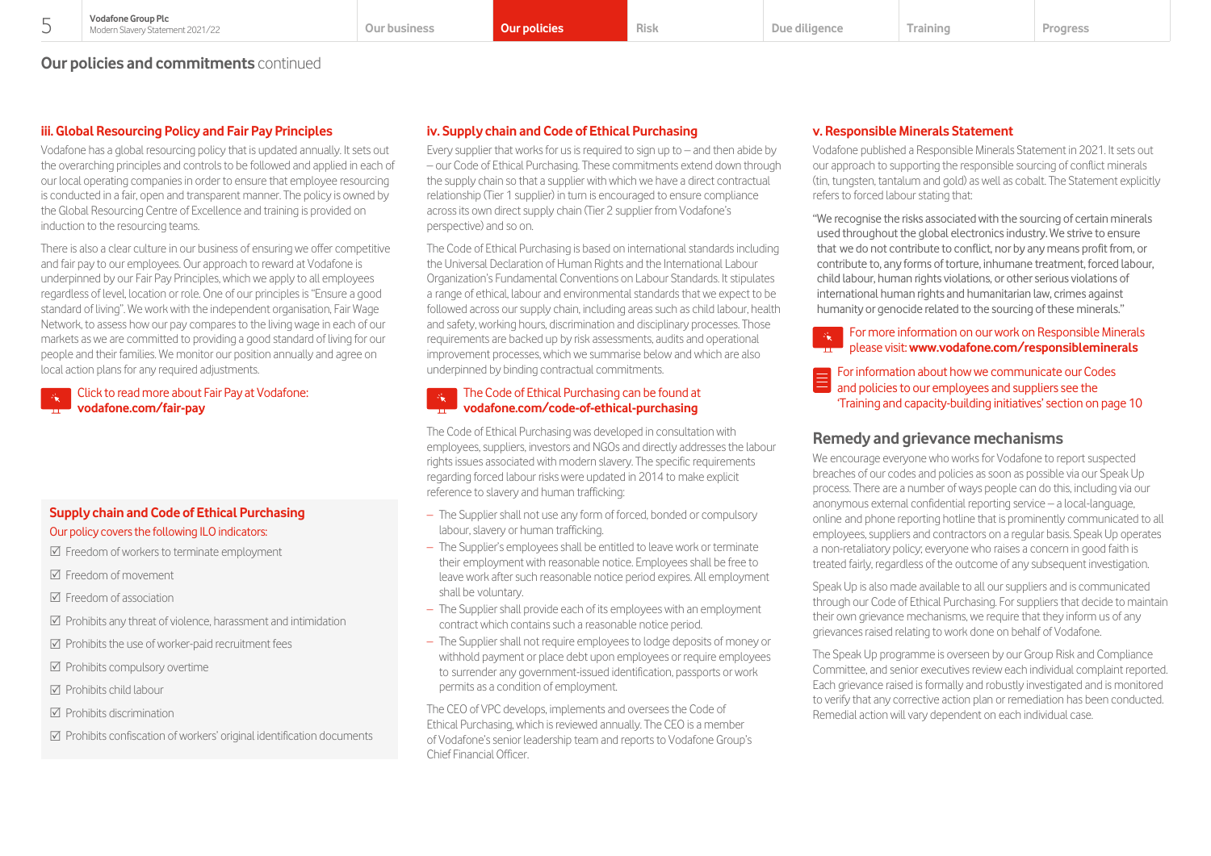## Our policies and commitments continued

### iii. Global Resourcing Policy and Fair Pay Principles

Vodafone has a global resourcing policy that is updated annually. It sets out the overarching principles and controls to be followed and applied in each of our local operating companies in order to ensure that employee resourcing is conducted in a fair, open and transparent manner. The policy is owned by the Global Resourcing Centre of Excellence and training is provided on induction to the resourcing teams.

There is also a clear culture in our business of ensuring we offer competitive and fair pay to our employees. Our approach to reward at Vodafone is underpinned by our Fair Pay Principles, which we apply to all employees regardless of level, location or role. One of our principles is "Ensure a good standard of living". We work with the independent organisation, Fair Wage Network, to assess how our pay compares to the living wage in each of our markets as we are committed to providing a good standard of living for our people and their families. We monitor our position annually and agree on local action plans for any required adjustments.

Click to read more about Fair Pay at Vodafone: **vodafone.com/fair-pay**

#### Supply chain and Code of Ethical Purchasing

Our policy covers the following ILO indicators:

- ☑ Freedom of workers to terminate employment
- ☑ Freedom of movement
- ☑ Freedom of association
- ☑ Prohibits any threat of violence, harassment and intimidation
- ☑ Prohibits the use of worker-paid recruitment fees
- ☑ Prohibits compulsory overtime
- ☑ Prohibits child labour
- ☑ Prohibits discrimination
- ☑ Prohibits confiscation of workers' original identification documents

### iv. Supply chain and Code of Ethical Purchasing

Every supplier that works for us is required to sign up to – and then abide by – our Code of Ethical Purchasing. These commitments extend down through the supply chain so that a supplier with which we have a direct contractual relationship (Tier 1 supplier) in turn is encouraged to ensure compliance across its own direct supply chain (Tier 2 supplier from Vodafone's perspective) and so on.

The Code of Ethical Purchasing is based on international standards including the Universal Declaration of Human Rights and the International Labour Organization's Fundamental Conventions on Labour Standards. It stipulates a range of ethical, labour and environmental standards that we expect to be followed across our supply chain, including areas such as child labour, health and safety, working hours, discrimination and disciplinary processes. Those requirements are backed up by risk assessments, audits and operational improvement processes, which we summarise below and which are also underpinned by binding contractual commitments.

The Code of Ethical Purchasing can be found at **vodafone.com/code-of-ethical-purchasing**

The Code of Ethical Purchasing was developed in consultation with employees, suppliers, investors and NGOs and directly addresses the labour rights issues associated with modern slavery. The specific requirements regarding forced labour risks were updated in 2014 to make explicit reference to slavery and human trafficking:

- The Supplier shall not use any form of forced, bonded or compulsory labour, slavery or human trafficking.
- The Supplier's employees shall be entitled to leave work or terminate their employment with reasonable notice. Employees shall be free to leave work after such reasonable notice period expires. All employment shall be voluntary.
- The Supplier shall provide each of its employees with an employment contract which contains such a reasonable notice period.
- The Supplier shall not require employees to lodge deposits of money or withhold payment or place debt upon employees or require employees to surrender any government-issued identification, passports or work permits as a condition of employment.

The CEO of VPC develops, implements and oversees the Code of Ethical Purchasing, which is reviewed annually. The CEO is a member of Vodafone's senior leadership team and reports to Vodafone Group's Chief Financial Officer.

### v. Responsible Minerals Statement

Vodafone published a Responsible Minerals Statement in 2021. It sets out our approach to supporting the responsible sourcing of conflict minerals (tin, tungsten, tantalum and gold) as well as cobalt. The Statement explicitly refers to forced labour stating that:

"We recognise the risks associated with the sourcing of certain minerals used throughout the global electronics industry. We strive to ensure that we do not contribute to conflict, nor by any means profit from, or contribute to, any forms of torture, inhumane treatment, forced labour, child labour, human rights violations, or other serious violations of international human rights and humanitarian law, crimes against humanity or genocide related to the sourcing of these minerals."

For more information on our work on Responsible Minerals please visit: **www.vodafone.com/responsibleminerals**

For information about how we communicate our Codes and policies to our employees and suppliers see the 'Training and capacity-building initiatives' section on page 10

## Remedy and grievance mechanisms

We encourage everyone who works for Vodafone to report suspected breaches of our codes and policies as soon as possible via our Speak Up process. There are a number of ways people can do this, including via our anonymous external confidential reporting service – a local-language, online and phone reporting hotline that is prominently communicated to all employees, suppliers and contractors on a regular basis. Speak Up operates a non-retaliatory policy; everyone who raises a concern in good faith is treated fairly, regardless of the outcome of any subsequent investigation.

Speak Up is also made available to all our suppliers and is communicated through our Code of Ethical Purchasing. For suppliers that decide to maintain their own grievance mechanisms, we require that they inform us of any grievances raised relating to work done on behalf of Vodafone.

The Speak Up programme is overseen by our Group Risk and Compliance Committee, and senior executives review each individual complaint reported. Each grievance raised is formally and robustly investigated and is monitored to verify that any corrective action plan or remediation has been conducted. Remedial action will vary dependent on each individual case.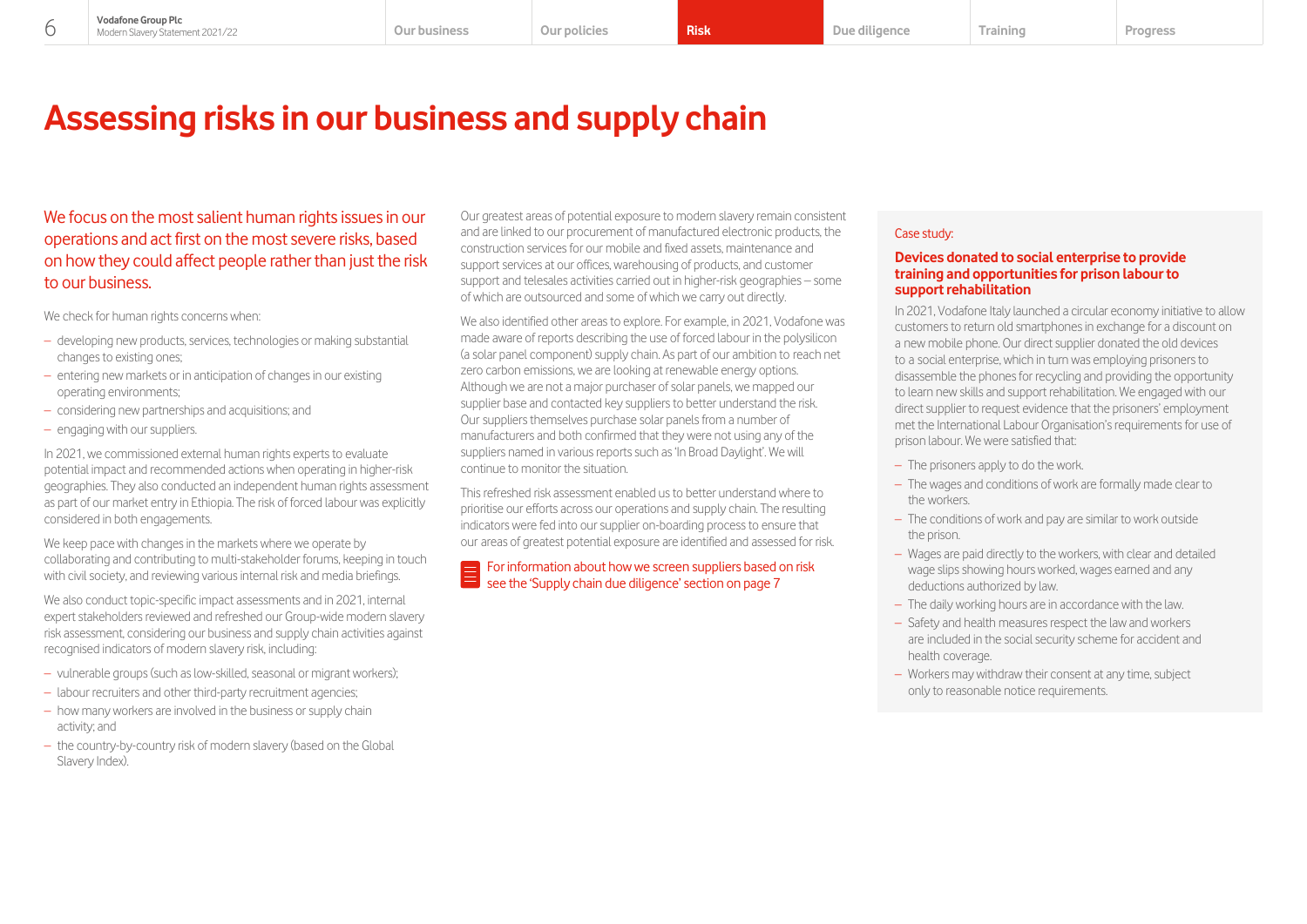# Assessing risks in our business and supply chain

We focus on the most salient human rights issues in our operations and act first on the most severe risks, based on how they could affect people rather than just the risk to our business.

We check for human rights concerns when:

- developing new products, services, technologies or making substantial changes to existing ones;
- entering new markets or in anticipation of changes in our existing operating environments;
- considering new partnerships and acquisitions; and
- engaging with our suppliers.

In 2021, we commissioned external human rights experts to evaluate potential impact and recommended actions when operating in higher-risk geographies. They also conducted an independent human rights assessment as part of our market entry in Ethiopia. The risk of forced labour was explicitly considered in both engagements.

We keep pace with changes in the markets where we operate by collaborating and contributing to multi-stakeholder forums, keeping in touch with civil society, and reviewing various internal risk and media briefings.

We also conduct topic-specific impact assessments and in 2021, internal expert stakeholders reviewed and refreshed our Group-wide modern slavery risk assessment, considering our business and supply chain activities against recognised indicators of modern slavery risk, including:

- vulnerable groups (such as low-skilled, seasonal or migrant workers);
- labour recruiters and other third-party recruitment agencies;
- how many workers are involved in the business or supply chain activity; and
- the country-by-country risk of modern slavery (based on the Global Slavery Index).

Our greatest areas of potential exposure to modern slavery remain consistent and are linked to our procurement of manufactured electronic products, the construction services for our mobile and fixed assets, maintenance and support services at our offices, warehousing of products, and customer support and telesales activities carried out in higher-risk geographies – some of which are outsourced and some of which we carry out directly.

We also identified other areas to explore. For example, in 2021, Vodafone was made aware of reports describing the use of forced labour in the polysilicon (a solar panel component) supply chain. As part of our ambition to reach net zero carbon emissions, we are looking at renewable energy options. Although we are not a major purchaser of solar panels, we mapped our supplier base and contacted key suppliers to better understand the risk. Our suppliers themselves purchase solar panels from a number of manufacturers and both confirmed that they were not using any of the suppliers named in various reports such as 'In Broad Daylight'. We will continue to monitor the situation.

This refreshed risk assessment enabled us to better understand where to prioritise our efforts across our operations and supply chain. The resulting indicators were fed into our supplier on-boarding process to ensure that our areas of greatest potential exposure are identified and assessed for risk.

For information about how we screen suppliers based on risk see the 'Supply chain due diligence' section on page 7

Case study:

### Devices donated to social enterprise to provide training and opportunities for prison labour to support rehabilitation

In 2021, Vodafone Italy launched a circular economy initiative to allow customers to return old smartphones in exchange for a discount on a new mobile phone. Our direct supplier donated the old devices to a social enterprise, which in turn was employing prisoners to disassemble the phones for recycling and providing the opportunity to learn new skills and support rehabilitation. We engaged with our direct supplier to request evidence that the prisoners' employment met the International Labour Organisation's requirements for use of prison labour. We were satisfied that:

- The prisoners apply to do the work.
- The wages and conditions of work are formally made clear to the workers.
- The conditions of work and pay are similar to work outside the prison.
- Wages are paid directly to the workers, with clear and detailed wage slips showing hours worked, wages earned and any deductions authorized by law.
- The daily working hours are in accordance with the law.
- Safety and health measures respect the law and workers are included in the social security scheme for accident and health coverage.
- Workers may withdraw their consent at any time, subject only to reasonable notice requirements.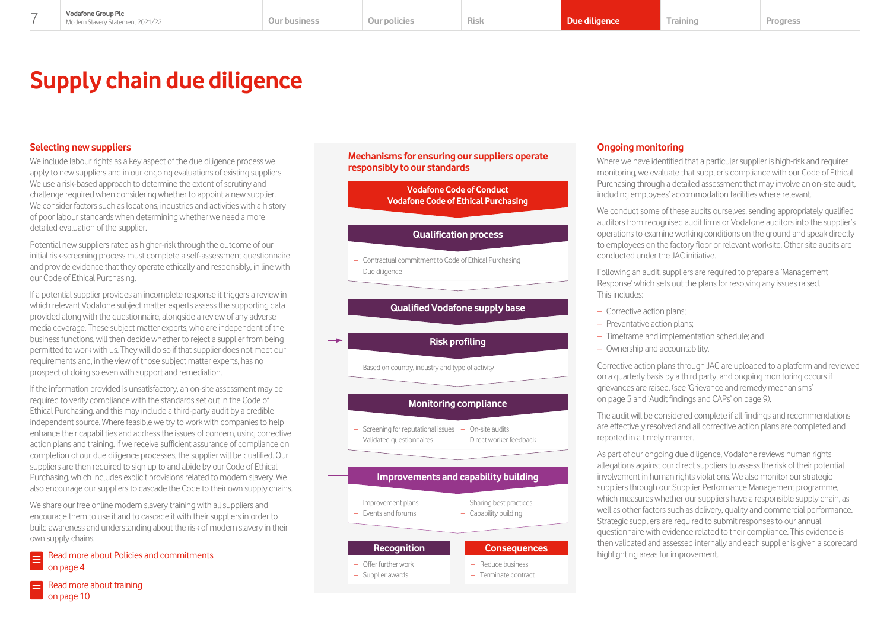// Supply chain due diligence

## Supply chain due diligence

### Selecting new suppliers

We include labour rights as a key aspect of the due diligence process we apply to new suppliers and in our ongoing evaluations of existing suppliers. We use a risk-based approach to determine the extent of scrutiny and challenge required when considering whether to appoint a new supplier. We consider factors such as locations, industries and activities with a history of poor labour standards when determining whether we need a more detailed evaluation of the supplier.

Potential new suppliers rated as higher-risk through the outcome of our initial risk-screening process must complete a self-assessment questionnaire and provide evidence that they operate ethically and responsibly, in line with our Code of Ethical Purchasing.

If a potential supplier provides an incomplete response it triggers a review in which relevant Vodafone subject matter experts assess the supporting data provided along with the questionnaire, alongside a review of any adverse media coverage. These subject matter experts, who are independent of the business functions, will then decide whether to reject a supplier from being permitted to work with us. They will do so if that supplier does not meet our requirements and, in the view of those subject matter experts, has no prospect of doing so even with support and remediation.

If the information provided is unsatisfactory, an on-site assessment may be required to verify compliance with the standards set out in the Code of Ethical Purchasing, and this may include a third-party audit by a credible independent source. Where feasible we try to work with companies to help enhance their capabilities and address the issues of concern, using corrective action plans and training. If we receive sufficient assurance of compliance on completion of our due diligence processes, the supplier will be qualified. Our suppliers are then required to sign up to and abide by our Code of Ethical Purchasing, which includes explicit provisions related to modern slavery. We also encourage our suppliers to cascade the Code to their own supply chains.

We share our free online modern slavery training with all suppliers and encourage them to use it and to cascade it with their suppliers in order to build awareness and understanding about the risk of modern slavery in their own supply chains.

Read more about Policies and commitments on page 4

Read more about training on page 10

### Mechanisms for ensuring our suppliers operate responsibly to our standards

**Vodafone Code of Conduct**
**Vodafone Code of Ethical Purchasing**

**Qualification process**
- Contractual commitment to Code of Ethical Purchasing
- Due diligence

**Qualified Vodafone supply base**

**Risk profiling**
- Based on country, industry and type of activity

**Monitoring compliance**
- Screening for reputational issues
- Validated questionnaires
- On-site audits
- Direct worker feedback

**Improvements and capability building**
- Improvement plans
- Events and forums
- Sharing best practices
- Capability building

**Recognition**
- Offer further work
- Supplier awards

**Consequences**
- Reduce business
- Terminate contract

### Ongoing monitoring

Where we have identified that a particular supplier is high-risk and requires monitoring, we evaluate that supplier's compliance with our Code of Ethical Purchasing through a detailed assessment that may involve an on-site audit, including employees' accommodation facilities where relevant.

We conduct some of these audits ourselves, sending appropriately qualified auditors from recognised audit firms or Vodafone auditors into the supplier's operations to examine working conditions on the ground and speak directly to employees on the factory floor or relevant worksite. Other site audits are conducted under the JAC initiative.

Following an audit, suppliers are required to prepare a 'Management Response' which sets out the plans for resolving any issues raised. This includes:

- Corrective action plans;
- Preventative action plans;
- Timeframe and implementation schedule; and
- Ownership and accountability.

Corrective action plans through JAC are uploaded to a platform and reviewed on a quarterly basis by a third party, and ongoing monitoring occurs if grievances are raised. (see 'Grievance and remedy mechanisms' on page 5 and 'Audit findings and CAPs' on page 9).

The audit will be considered complete if all findings and recommendations are effectively resolved and all corrective action plans are completed and reported in a timely manner.

As part of our ongoing due diligence, Vodafone reviews human rights allegations against our direct suppliers to assess the risk of their potential involvement in human rights violations. We also monitor our strategic suppliers through our Supplier Performance Management programme, which measures whether our suppliers have a responsible supply chain, as well as other factors such as delivery, quality and commercial performance. Strategic suppliers are required to submit responses to our annual questionnaire with evidence related to their compliance. This evidence is then validated and assessed internally and each supplier is given a scorecard highlighting areas for improvement.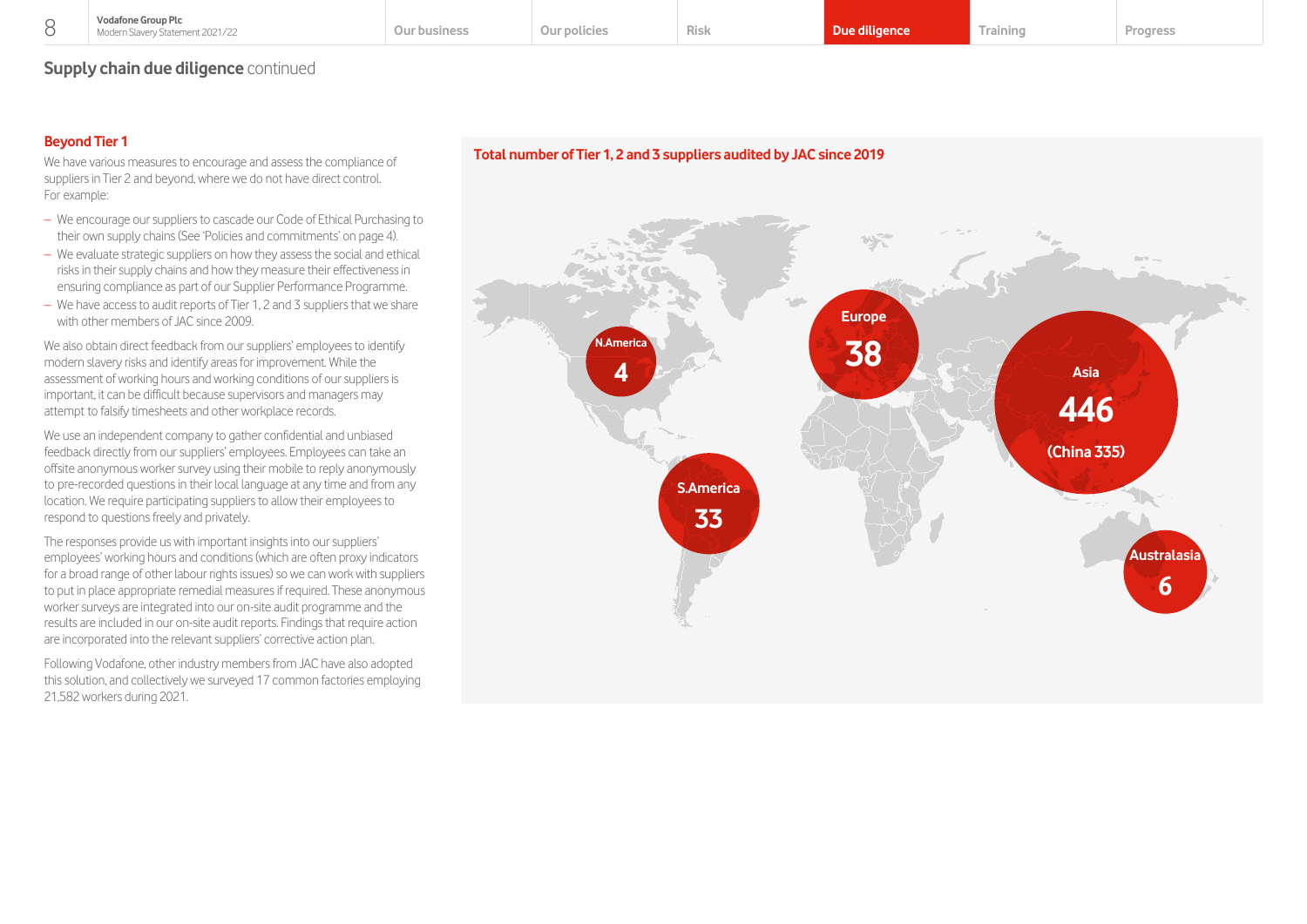## Supply chain due diligence continued

### Beyond Tier 1

We have various measures to encourage and assess the compliance of suppliers in Tier 2 and beyond, where we do not have direct control. For example:

- We encourage our suppliers to cascade our Code of Ethical Purchasing to their own supply chains (See 'Policies and commitments' on page 4).
- We evaluate strategic suppliers on how they assess the social and ethical risks in their supply chains and how they measure their effectiveness in ensuring compliance as part of our Supplier Performance Programme.
- We have access to audit reports of Tier 1, 2 and 3 suppliers that we share with other members of JAC since 2009.

We also obtain direct feedback from our suppliers' employees to identify modern slavery risks and identify areas for improvement. While the assessment of working hours and working conditions of our suppliers is important, it can be difficult because supervisors and managers may attempt to falsify timesheets and other workplace records.

We use an independent company to gather confidential and unbiased feedback directly from our suppliers' employees. Employees can take an offsite anonymous worker survey using their mobile to reply anonymously to pre-recorded questions in their local language at any time and from any location. We require participating suppliers to allow their employees to respond to questions freely and privately.

The responses provide us with important insights into our suppliers' employees' working hours and conditions (which are often proxy indicators for a broad range of other labour rights issues) so we can work with suppliers to put in place appropriate remedial measures if required. These anonymous worker surveys are integrated into our on-site audit programme and the results are included in our on-site audit reports. Findings that require action are incorporated into the relevant suppliers' corrective action plan.

Following Vodafone, other industry members from JAC have also adopted this solution, and collectively we surveyed 17 common factories employing 21,582 workers during 2021.

**Total number of Tier 1, 2 and 3 suppliers audited by JAC since 2019**

| Region | Number |
|---|---|
| N.America | 4 |
| S.America | 33 |
| Europe | 38 |
| Asia | 446 (China 335) |
| Australasia | 6 |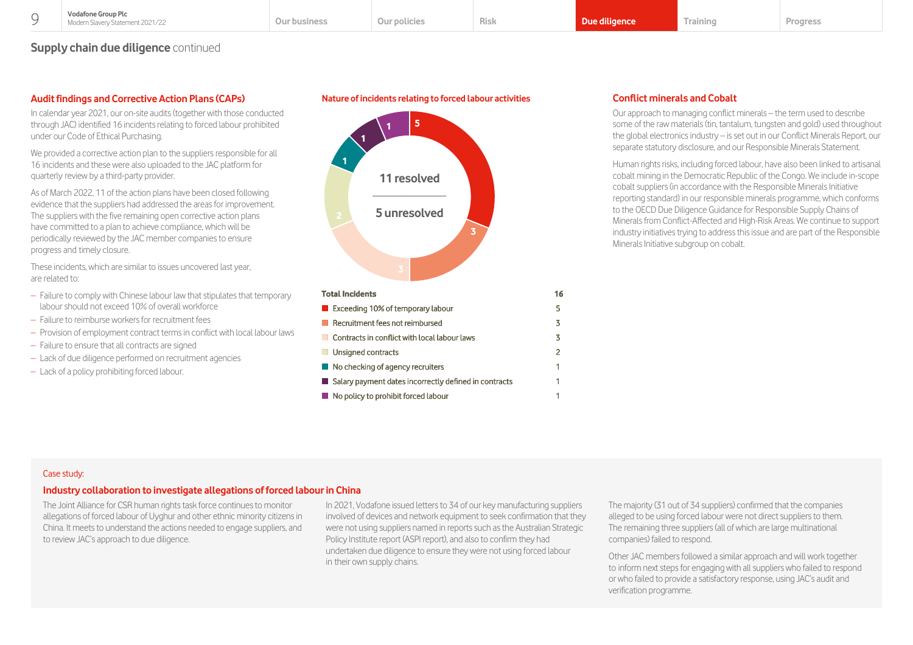## Supply chain due diligence continued

### Audit findings and Corrective Action Plans (CAPs)

In calendar year 2021, our on-site audits (together with those conducted through JAC) identified 16 incidents relating to forced labour prohibited under our Code of Ethical Purchasing.

We provided a corrective action plan to the suppliers responsible for all 16 incidents and these were also uploaded to the JAC platform for quarterly review by a third-party provider.

As of March 2022, 11 of the action plans have been closed following evidence that the suppliers had addressed the areas for improvement. The suppliers with the five remaining open corrective action plans have committed to a plan to achieve compliance, which will be periodically reviewed by the JAC member companies to ensure progress and timely closure.

These incidents, which are similar to issues uncovered last year, are related to:

- Failure to comply with Chinese labour law that stipulates that temporary labour should not exceed 10% of overall workforce
- Failure to reimburse workers for recruitment fees
- Provision of employment contract terms in conflict with local labour laws
- Failure to ensure that all contracts are signed
- Lack of due diligence performed on recruitment agencies
- Lack of a policy prohibiting forced labour.

### Nature of incidents relating to forced labour activities

11 resolved

5 unresolved

| Total Incidents | 16 |
|---|---|
| Exceeding 10% of temporary labour | 5 |
| Recruitment fees not reimbursed | 3 |
| Contracts in conflict with local labour laws | 3 |
| Unsigned contracts | 2 |
| No checking of agency recruiters | 1 |
| Salary payment dates incorrectly defined in contracts | 1 |
| No policy to prohibit forced labour | 1 |

### Conflict minerals and Cobalt

Our approach to managing conflict minerals – the term used to describe some of the raw materials (tin, tantalum, tungsten and gold) used throughout the global electronics industry – is set out in our Conflict Minerals Report, our separate statutory disclosure, and our Responsible Minerals Statement.

Human rights risks, including forced labour, have also been linked to artisanal cobalt mining in the Democratic Republic of the Congo. We include in-scope cobalt suppliers (in accordance with the Responsible Minerals Initiative reporting standard) in our responsible minerals programme, which conforms to the OECD Due Diligence Guidance for Responsible Supply Chains of Minerals from Conflict-Affected and High-Risk Areas. We continue to support industry initiatives trying to address this issue and are part of the Responsible Minerals Initiative subgroup on cobalt.

Case study:

### Industry collaboration to investigate allegations of forced labour in China

The Joint Alliance for CSR human rights task force continues to monitor allegations of forced labour of Uyghur and other ethnic minority citizens in China. It meets to understand the actions needed to engage suppliers, and to review JAC's approach to due diligence.

In 2021, Vodafone issued letters to 34 of our key manufacturing suppliers involved of devices and network equipment to seek confirmation that they were not using suppliers named in reports such as the Australian Strategic Policy Institute report (ASPI report), and also to confirm they had undertaken due diligence to ensure they were not using forced labour in their own supply chains.

The majority (31 out of 34 suppliers) confirmed that the companies alleged to be using forced labour were not direct suppliers to them. The remaining three suppliers (all of which are large multinational companies) failed to respond.

Other JAC members followed a similar approach and will work together to inform next steps for engaging with all suppliers who failed to respond or who failed to provide a satisfactory response, using JAC's audit and verification programme.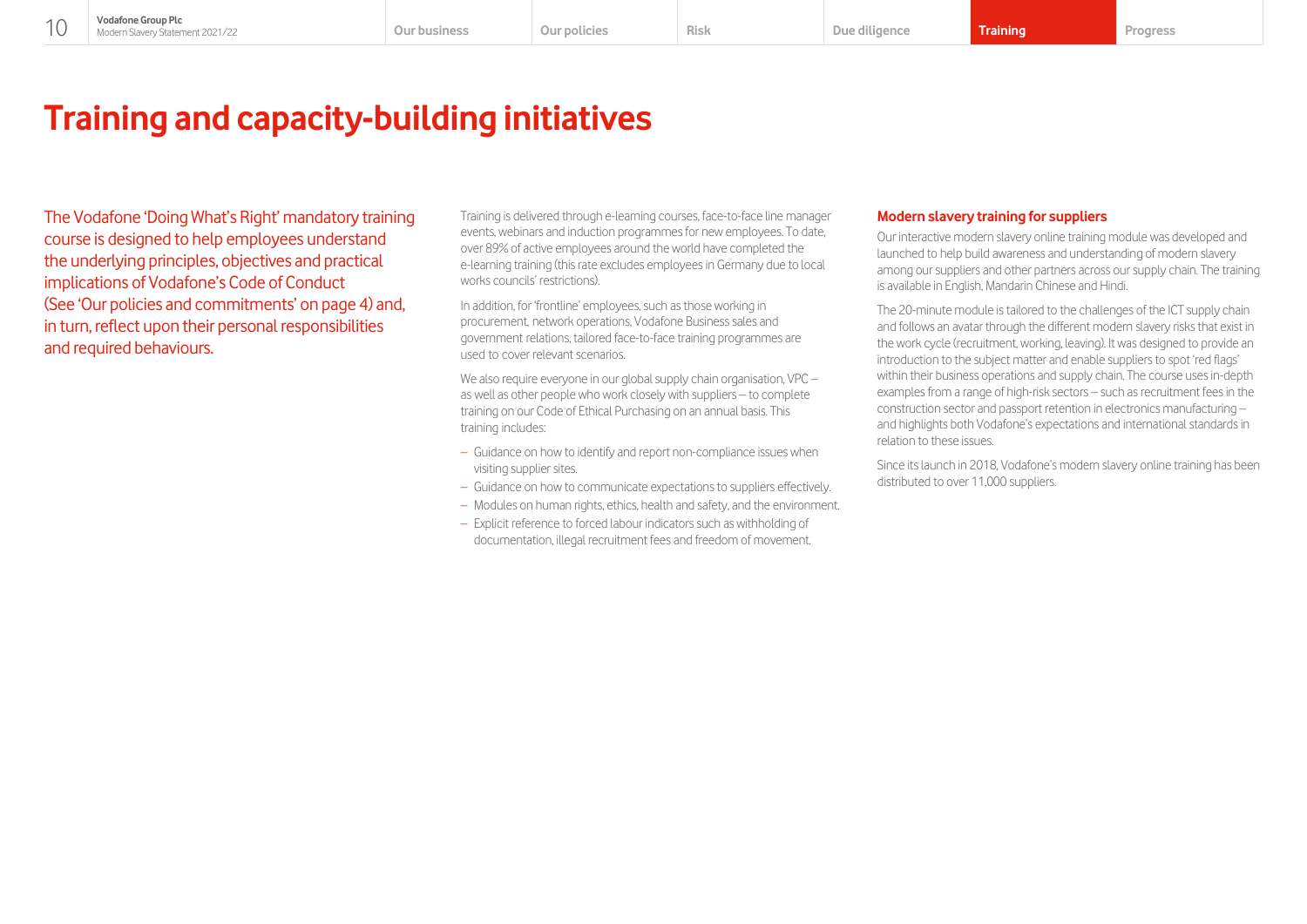# Training and capacity-building initiatives

The Vodafone 'Doing What's Right' mandatory training course is designed to help employees understand the underlying principles, objectives and practical implications of Vodafone's Code of Conduct (See 'Our policies and commitments' on page 4) and, in turn, reflect upon their personal responsibilities and required behaviours.

Training is delivered through e-learning courses, face-to-face line manager events, webinars and induction programmes for new employees. To date, over 89% of active employees around the world have completed the e-learning training (this rate excludes employees in Germany due to local works councils' restrictions).

In addition, for 'frontline' employees, such as those working in procurement, network operations, Vodafone Business sales and government relations, tailored face-to-face training programmes are used to cover relevant scenarios.

We also require everyone in our global supply chain organisation, VPC – as well as other people who work closely with suppliers – to complete training on our Code of Ethical Purchasing on an annual basis. This training includes:

- Guidance on how to identify and report non-compliance issues when visiting supplier sites.
- Guidance on how to communicate expectations to suppliers effectively.
- Modules on human rights, ethics, health and safety, and the environment.
- Explicit reference to forced labour indicators such as withholding of documentation, illegal recruitment fees and freedom of movement.

## Modern slavery training for suppliers

Our interactive modern slavery online training module was developed and launched to help build awareness and understanding of modern slavery among our suppliers and other partners across our supply chain. The training is available in English, Mandarin Chinese and Hindi.

The 20-minute module is tailored to the challenges of the ICT supply chain and follows an avatar through the different modern slavery risks that exist in the work cycle (recruitment, working, leaving). It was designed to provide an introduction to the subject matter and enable suppliers to spot 'red flags' within their business operations and supply chain. The course uses in-depth examples from a range of high-risk sectors – such as recruitment fees in the construction sector and passport retention in electronics manufacturing – and highlights both Vodafone's expectations and international standards in relation to these issues.

Since its launch in 2018, Vodafone's modern slavery online training has been distributed to over 11,000 suppliers.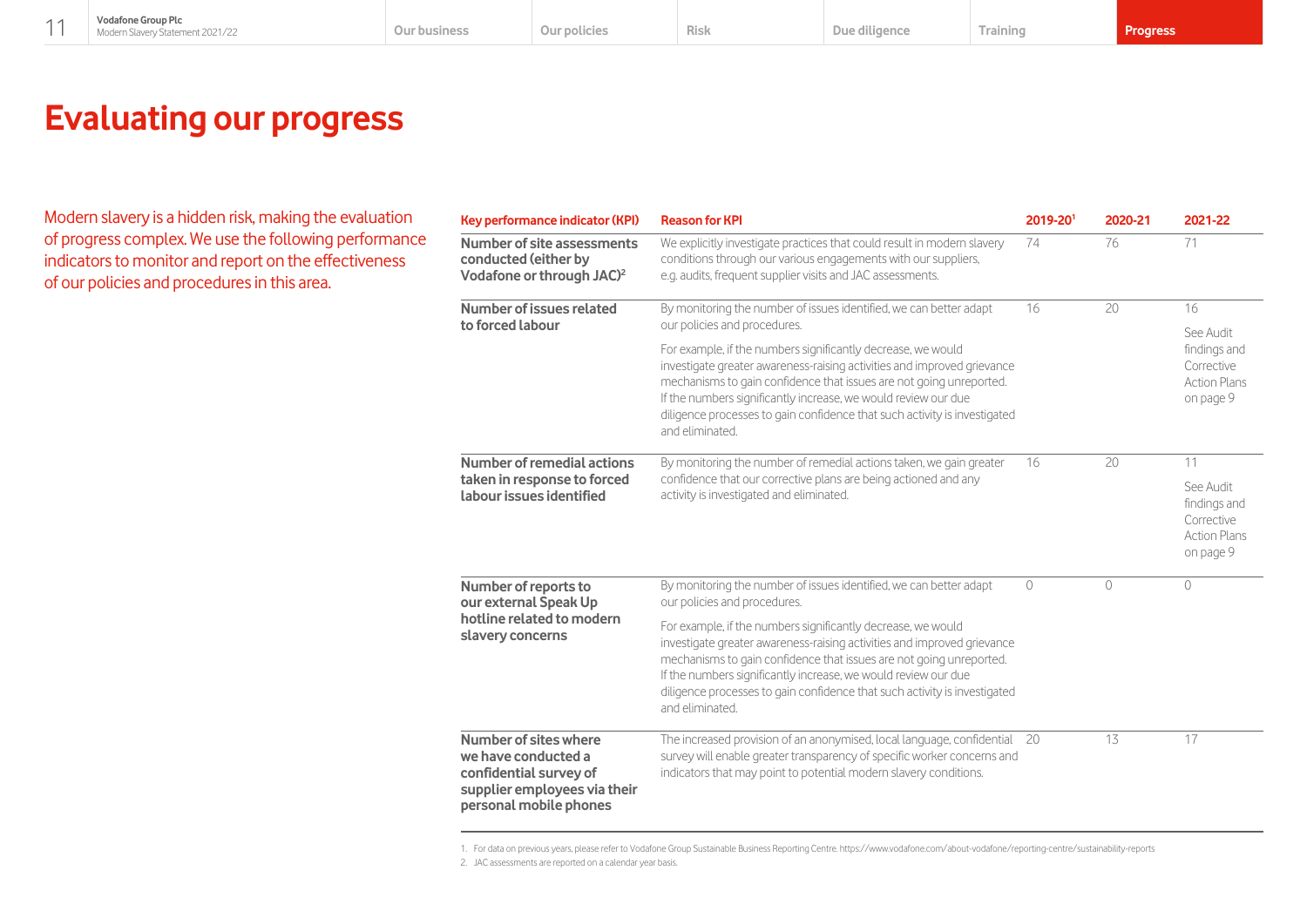# Evaluating our progress

Modern slavery is a hidden risk, making the evaluation of progress complex. We use the following performance indicators to monitor and report on the effectiveness of our policies and procedures in this area.

| Key performance indicator (KPI) | Reason for KPI | 2019-20[1] | 2020-21 | 2021-22 |
|---|---|---|---|---|
| **Number of site assessments conducted (either by Vodafone or through JAC)[2]** | We explicitly investigate practices that could result in modern slavery conditions through our various engagements with our suppliers, e.g. audits, frequent supplier visits and JAC assessments. | 74 | 76 | 71 |
| **Number of issues related to forced labour** | By monitoring the number of issues identified, we can better adapt our policies and procedures. For example, if the numbers significantly decrease, we would investigate greater awareness-raising activities and improved grievance mechanisms to gain confidence that issues are not going unreported. If the numbers significantly increase, we would review our due diligence processes to gain confidence that such activity is investigated and eliminated. | 16 | 20 | 16 See Audit findings and Corrective Action Plans on page 9 |
| **Number of remedial actions taken in response to forced labour issues identified** | By monitoring the number of remedial actions taken, we gain greater confidence that our corrective plans are being actioned and any activity is investigated and eliminated. | 16 | 20 | 11 See Audit findings and Corrective Action Plans on page 9 |
| **Number of reports to our external Speak Up hotline related to modern slavery concerns** | By monitoring the number of issues identified, we can better adapt our policies and procedures. For example, if the numbers significantly decrease, we would investigate greater awareness-raising activities and improved grievance mechanisms to gain confidence that issues are not going unreported. If the numbers significantly increase, we would review our due diligence processes to gain confidence that such activity is investigated and eliminated. | 0 | 0 | 0 |
| **Number of sites where we have conducted a confidential survey of supplier employees via their personal mobile phones** | The increased provision of an anonymised, local language, confidential survey will enable greater transparency of specific worker concerns and indicators that may point to potential modern slavery conditions. | 20 | 13 | 17 |

1. For data on previous years, please refer to Vodafone Group Sustainable Business Reporting Centre. https://www.vodafone.com/about-vodafone/reporting-centre/sustainability-reports
2. JAC assessments are reported on a calendar year basis.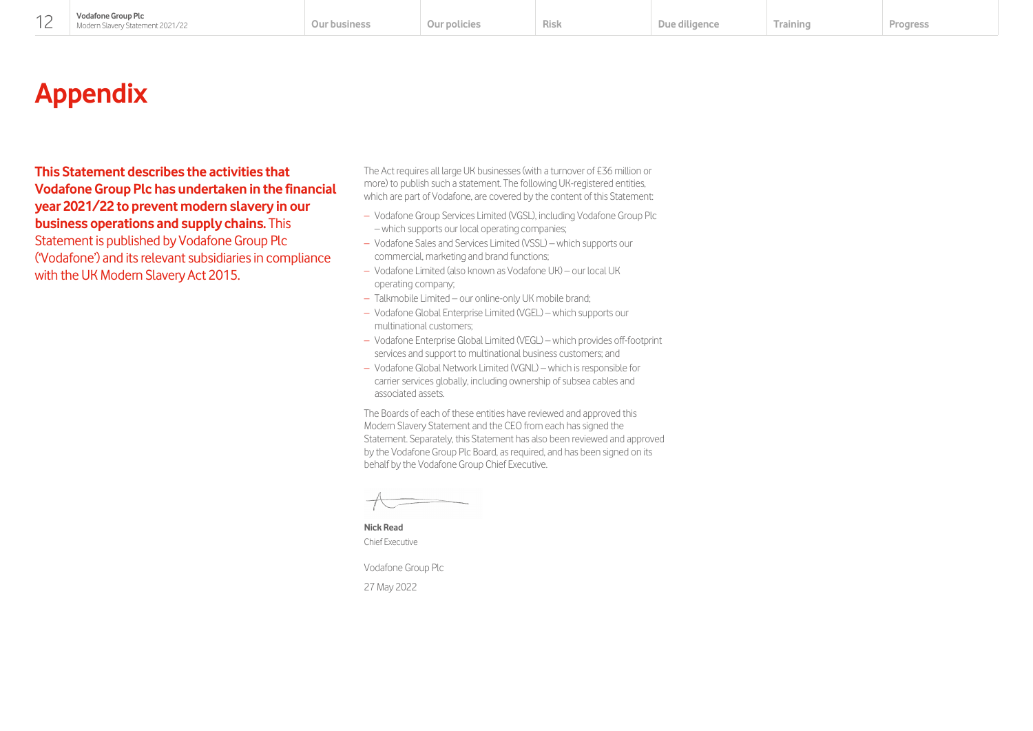# Appendix

**This Statement describes the activities that Vodafone Group Plc has undertaken in the financial year 2021/22 to prevent modern slavery in our business operations and supply chains.** This Statement is published by Vodafone Group Plc ('Vodafone') and its relevant subsidiaries in compliance with the UK Modern Slavery Act 2015.

The Act requires all large UK businesses (with a turnover of £36 million or more) to publish such a statement. The following UK-registered entities, which are part of Vodafone, are covered by the content of this Statement:

- Vodafone Group Services Limited (VGSL), including Vodafone Group Plc – which supports our local operating companies;
- Vodafone Sales and Services Limited (VSSL) – which supports our commercial, marketing and brand functions;
- Vodafone Limited (also known as Vodafone UK) – our local UK operating company;
- Talkmobile Limited – our online-only UK mobile brand;
- Vodafone Global Enterprise Limited (VGEL) – which supports our multinational customers;
- Vodafone Enterprise Global Limited (VEGL) – which provides off-footprint services and support to multinational business customers; and
- Vodafone Global Network Limited (VGNL) – which is responsible for carrier services globally, including ownership of subsea cables and associated assets.

The Boards of each of these entities have reviewed and approved this Modern Slavery Statement and the CEO from each has signed the Statement. Separately, this Statement has also been reviewed and approved by the Vodafone Group Plc Board, as required, and has been signed on its behalf by the Vodafone Group Chief Executive.

**Nick Read**
Chief Executive

Vodafone Group Plc

27 May 2022